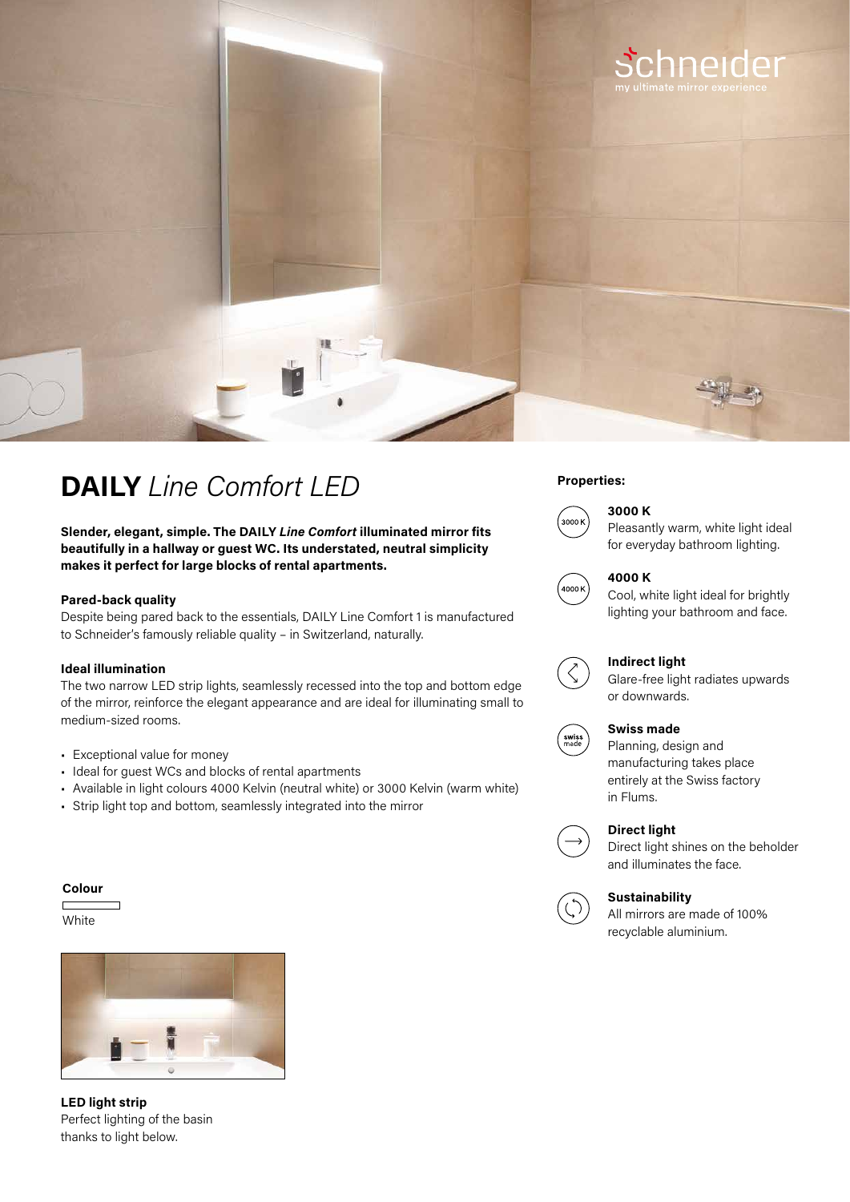schneider
my ultimate mirror experience

# **DAILY** *Line Comfort LED*

**Slender, elegant, simple. The DAILY *Line Comfort* illuminated mirror fits beautifully in a hallway or guest WC. Its understated, neutral simplicity makes it perfect for large blocks of rental apartments.**

**Pared-back quality**
Despite being pared back to the essentials, DAILY Line Comfort 1 is manufactured to Schneider's famously reliable quality – in Switzerland, naturally.

**Ideal illumination**
The two narrow LED strip lights, seamlessly recessed into the top and bottom edge of the mirror, reinforce the elegant appearance and are ideal for illuminating small to medium-sized rooms.

- Exceptional value for money
- Ideal for guest WCs and blocks of rental apartments
- Available in light colours 4000 Kelvin (neutral white) or 3000 Kelvin (warm white)
- Strip light top and bottom, seamlessly integrated into the mirror

**Colour**

White

**LED light strip**
Perfect lighting of the basin thanks to light below.

**Properties:**

**3000 K**
Pleasantly warm, white light ideal for everyday bathroom lighting.

**4000 K**
Cool, white light ideal for brightly lighting your bathroom and face.

**Indirect light**
Glare-free light radiates upwards or downwards.

**Swiss made**
Planning, design and manufacturing takes place entirely at the Swiss factory in Flums.

**Direct light**
Direct light shines on the beholder and illuminates the face.

**Sustainability**
All mirrors are made of 100% recyclable aluminium.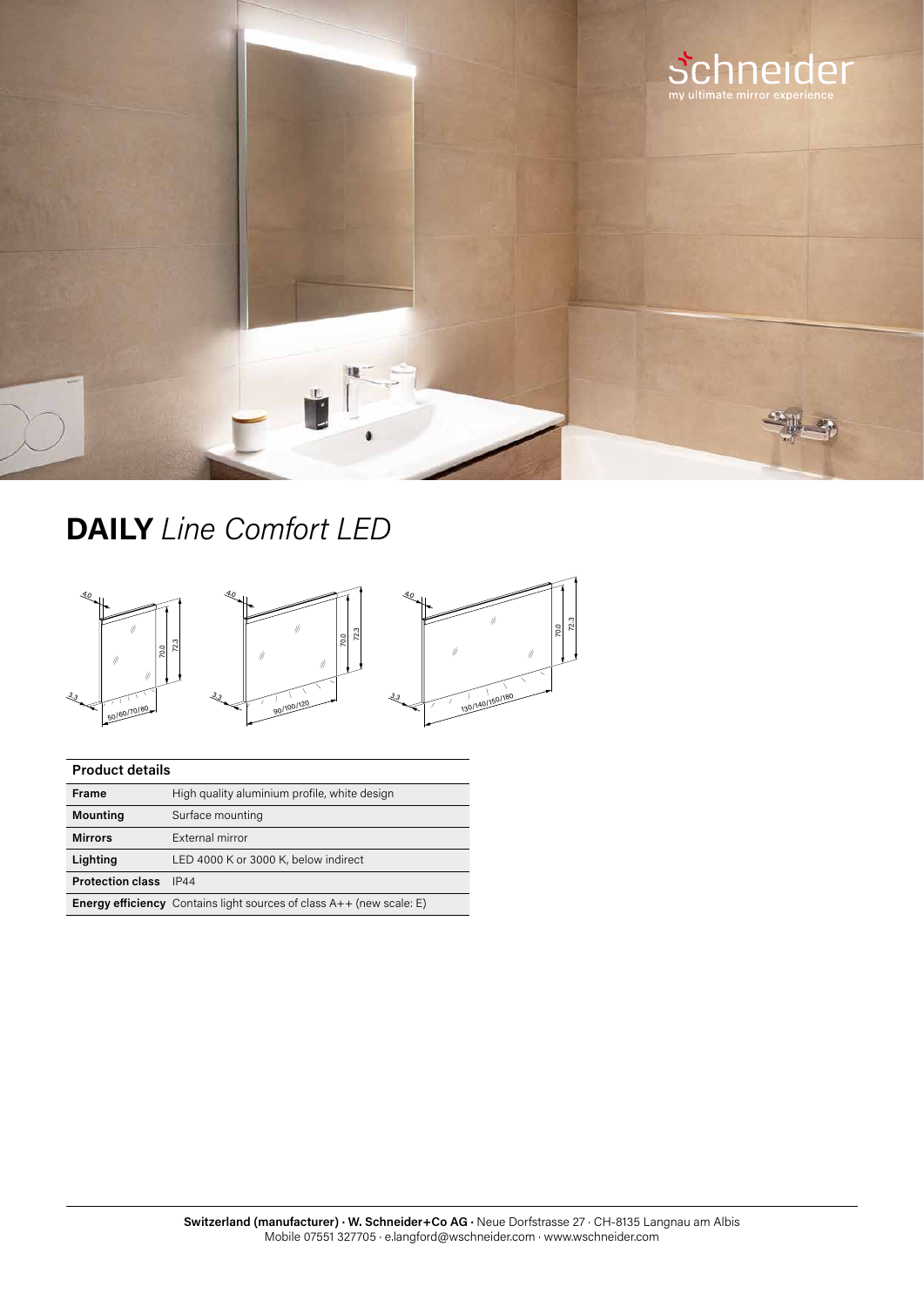schneider
my ultimate mirror experience

# **DAILY** *Line Comfort LED*

4.0
70.0
72.3
3.3
50/60/70/80

4.0
70.0
72.3
3.3
90/100/120

4.0
70.0
72.3
3.3
130/140/150/180

| Product details | |
|---|---|
| **Frame** | High quality aluminium profile, white design |
| **Mounting** | Surface mounting |
| **Mirrors** | External mirror |
| **Lighting** | LED 4000 K or 3000 K, below indirect |
| **Protection class** | IP44 |
| **Energy efficiency** | Contains light sources of class A++ (new scale: E) |

**Switzerland (manufacturer) · W. Schneider+Co AG ·** Neue Dorfstrasse 27 · CH-8135 Langnau am Albis
Mobile 07551 327705 · e.langford@wschneider.com · www.wschneider.com